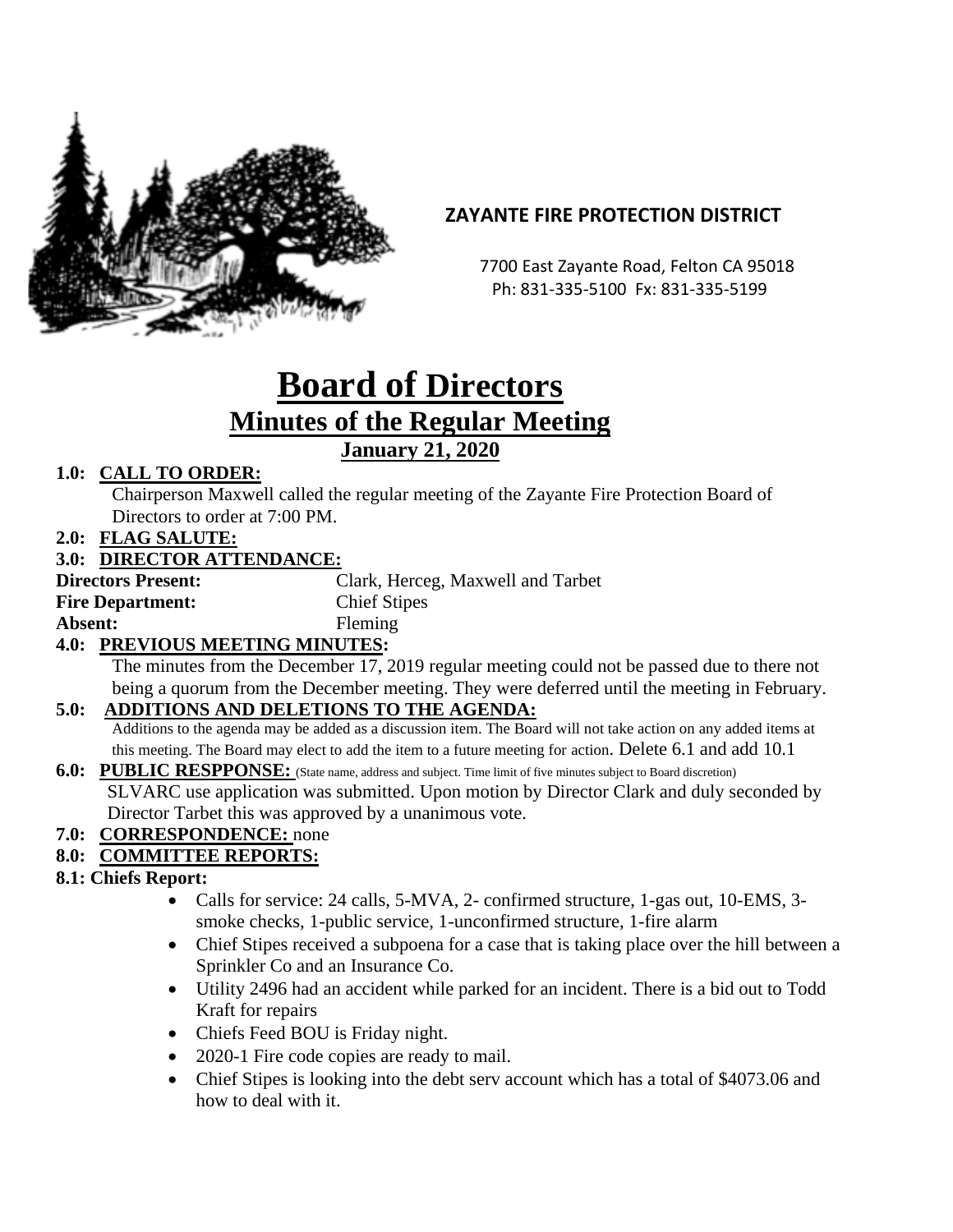**ZAYANTE FIRE PROTECTION DISTRICT**

7700 East Zayante Road, Felton CA 95018
Ph: 831-335-5100 Fx: 831-335-5199

# Board of Directors

## Minutes of the Regular Meeting

### January 21, 2020

**1.0: CALL TO ORDER:**

Chairperson Maxwell called the regular meeting of the Zayante Fire Protection Board of Directors to order at 7:00 PM.

**2.0: FLAG SALUTE:**

**3.0: DIRECTOR ATTENDANCE:**

**Directors Present:** Clark, Herceg, Maxwell and Tarbet
**Fire Department:** Chief Stipes
**Absent:** Fleming

**4.0: PREVIOUS MEETING MINUTES:**

The minutes from the December 17, 2019 regular meeting could not be passed due to there not being a quorum from the December meeting. They were deferred until the meeting in February.

**5.0: ADDITIONS AND DELETIONS TO THE AGENDA:**

Additions to the agenda may be added as a discussion item. The Board will not take action on any added items at this meeting. The Board may elect to add the item to a future meeting for action. Delete 6.1 and add 10.1

**6.0: PUBLIC RESPPONSE:** (State name, address and subject. Time limit of five minutes subject to Board discretion)

SLVARC use application was submitted. Upon motion by Director Clark and duly seconded by Director Tarbet this was approved by a unanimous vote.

**7.0: CORRESPONDENCE:** none

**8.0: COMMITTEE REPORTS:**

**8.1: Chiefs Report:**

- Calls for service: 24 calls, 5-MVA, 2- confirmed structure, 1-gas out, 10-EMS, 3-smoke checks, 1-public service, 1-unconfirmed structure, 1-fire alarm
- Chief Stipes received a subpoena for a case that is taking place over the hill between a Sprinkler Co and an Insurance Co.
- Utility 2496 had an accident while parked for an incident. There is a bid out to Todd Kraft for repairs
- Chiefs Feed BOU is Friday night.
- 2020-1 Fire code copies are ready to mail.
- Chief Stipes is looking into the debt serv account which has a total of $4073.06 and how to deal with it.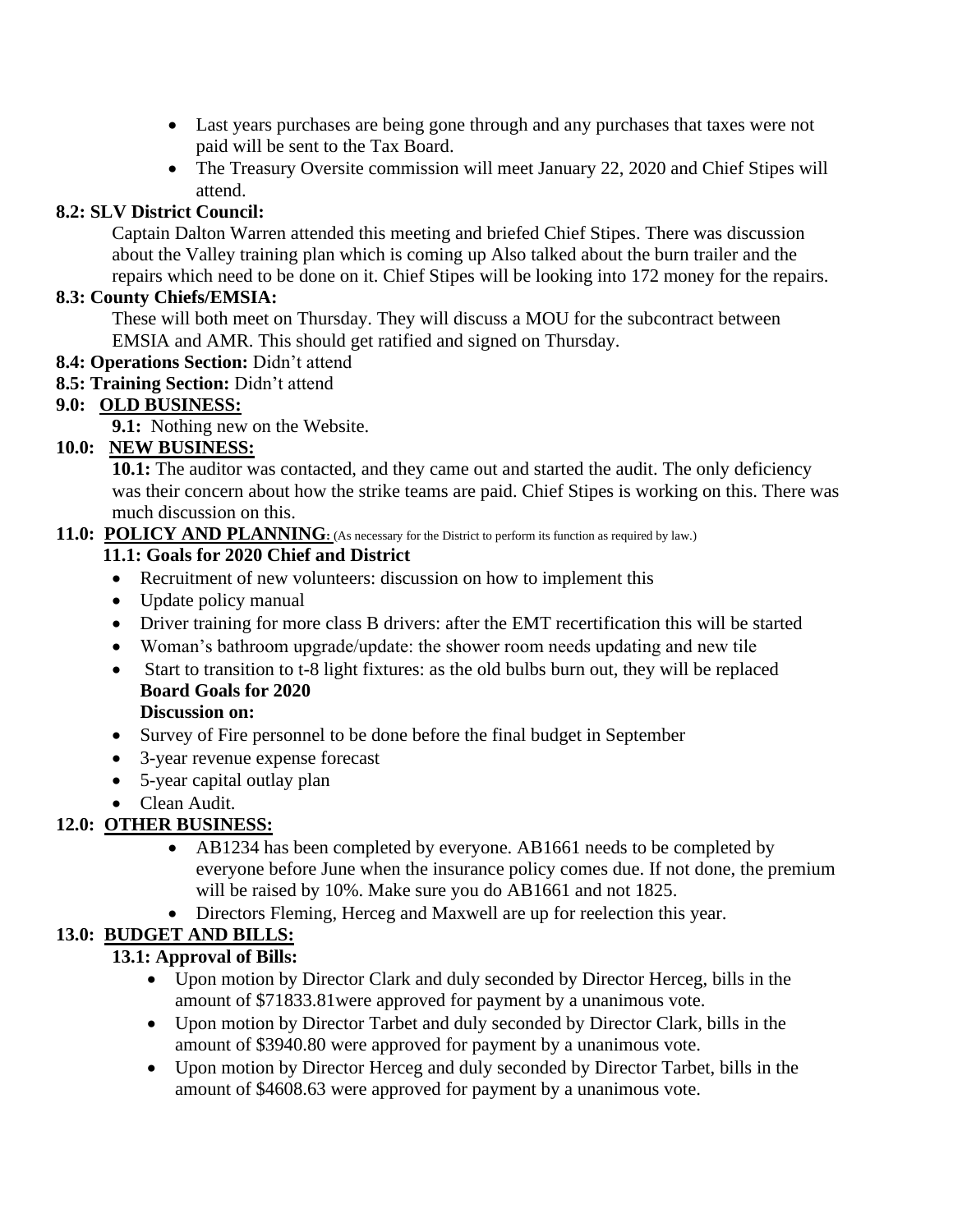- Last years purchases are being gone through and any purchases that taxes were not paid will be sent to the Tax Board.
- The Treasury Oversite commission will meet January 22, 2020 and Chief Stipes will attend.

**8.2: SLV District Council:**

Captain Dalton Warren attended this meeting and briefed Chief Stipes. There was discussion about the Valley training plan which is coming up Also talked about the burn trailer and the repairs which need to be done on it. Chief Stipes will be looking into 172 money for the repairs.

**8.3: County Chiefs/EMSIA:**

These will both meet on Thursday. They will discuss a MOU for the subcontract between EMSIA and AMR. This should get ratified and signed on Thursday.

**8.4: Operations Section:** Didn't attend

**8.5: Training Section:** Didn't attend

**9.0: <u>OLD BUSINESS:</u>**

**9.1:** Nothing new on the Website.

**10.0: <u>NEW BUSINESS:</u>**

**10.1:** The auditor was contacted, and they came out and started the audit. The only deficiency was their concern about how the strike teams are paid. Chief Stipes is working on this. There was much discussion on this.

**11.0: <u>POLICY AND PLANNING</u>:** (As necessary for the District to perform its function as required by law.)

**11.1: Goals for 2020 Chief and District**

- Recruitment of new volunteers: discussion on how to implement this
- Update policy manual
- Driver training for more class B drivers: after the EMT recertification this will be started
- Woman's bathroom upgrade/update: the shower room needs updating and new tile
- Start to transition to t-8 light fixtures: as the old bulbs burn out, they will be replaced

**Board Goals for 2020**

**Discussion on:**

- Survey of Fire personnel to be done before the final budget in September
- 3-year revenue expense forecast
- 5-year capital outlay plan
- Clean Audit.

**12.0: <u>OTHER BUSINESS:</u>**

- AB1234 has been completed by everyone. AB1661 needs to be completed by everyone before June when the insurance policy comes due. If not done, the premium will be raised by 10%. Make sure you do AB1661 and not 1825.
- Directors Fleming, Herceg and Maxwell are up for reelection this year.

**13.0: <u>BUDGET AND BILLS:</u>**

**13.1: Approval of Bills:**

- Upon motion by Director Clark and duly seconded by Director Herceg, bills in the amount of $71833.81were approved for payment by a unanimous vote.
- Upon motion by Director Tarbet and duly seconded by Director Clark, bills in the amount of $3940.80 were approved for payment by a unanimous vote.
- Upon motion by Director Herceg and duly seconded by Director Tarbet, bills in the amount of $4608.63 were approved for payment by a unanimous vote.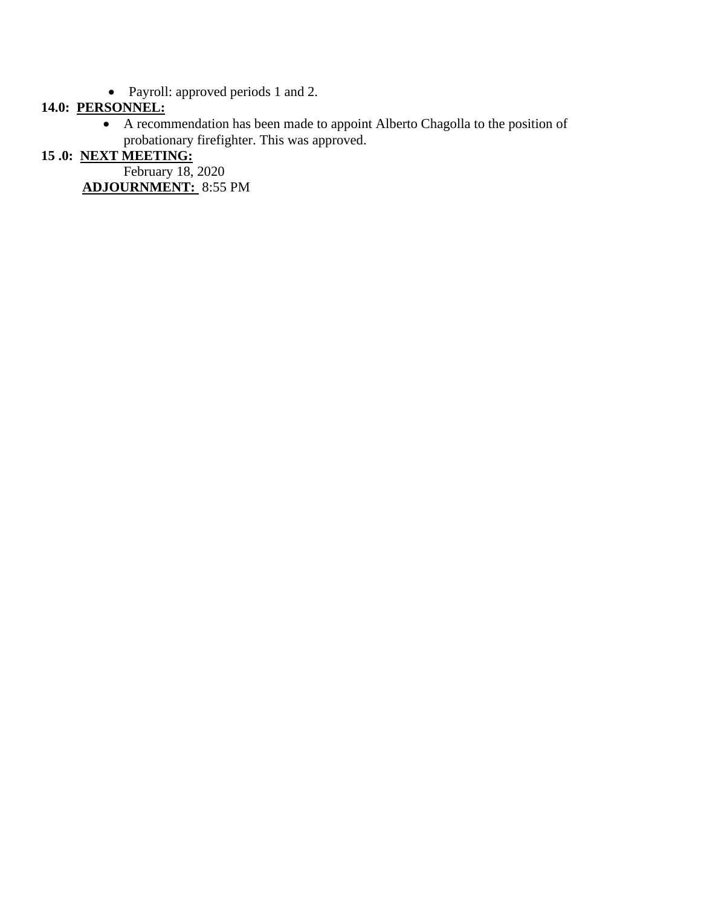- Payroll: approved periods 1 and 2.

**14.0: PERSONNEL:**

- A recommendation has been made to appoint Alberto Chagolla to the position of probationary firefighter. This was approved.

**15 .0: NEXT MEETING:**

February 18, 2020

**ADJOURNMENT:** 8:55 PM